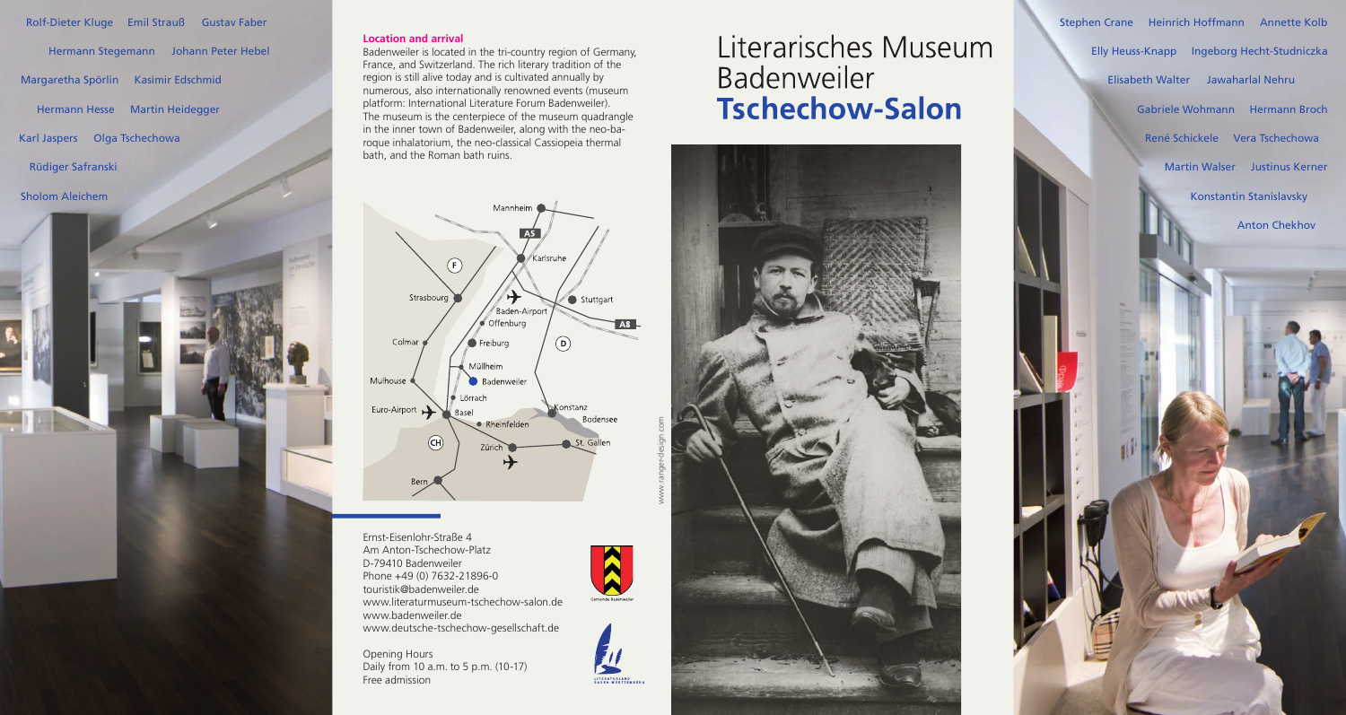Rolf-Dieter Kluge Emil Strauß Gustav Faber

Hermann Stegemann Johann Peter Hebel

Margaretha Spörlin Kasimir Edschmid

Hermann Hesse Martin Heidegger

Karl Jaspers Olga Tschechowa

Rüdiger Safranski

Sholom Aleichem

**Location and arrival**

Badenweiler is located in the tri-country region of Germany, France, and Switzerland. The rich literary tradition of the region is still alive today and is cultivated annually by numerous, also internationally renowned events (museum platform: International Literature Forum Badenweiler). The museum is the centerpiece of the museum quadrangle in the inner town of Badenweiler, along with the neo-baroque inhalatorium, the neo-classical Cassiopeia thermal bath, and the Roman bath ruins.

Ernst-Eisenlohr-Straße 4
Am Anton-Tschechow-Platz
D-79410 Badenweiler
Phone +49 (0) 7632-21896-0
touristik@badenweiler.de
www.literaturmuseum-tschechow-salon.de
www.badenweiler.de
www.deutsche-tschechow-gesellschaft.de

Opening Hours
Daily from 10 a.m. to 5 p.m. (10-17)
Free admission

www.ranger-design.com

# Literarisches Museum Badenweiler **Tschechow-Salon**

Stephen Crane Heinrich Hoffmann Annette Kolb

Elly Heuss-Knapp Ingeborg Hecht-Studniczka

Elisabeth Walter Jawaharlal Nehru

Gabriele Wohmann Hermann Broch

René Schickele Vera Tschechowa

Martin Walser Justinus Kerner

Konstantin Stanislavsky

Anton Chekhov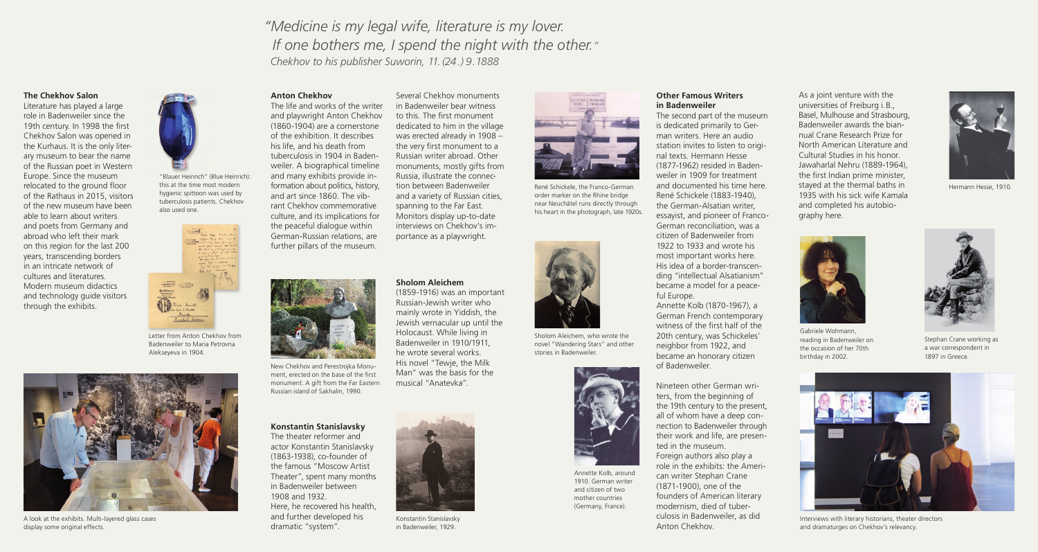*"Medicine is my legal wife, literature is my lover. If one bothers me, I spend the night with the other."*
*Chekhov to his publisher Suworin, 11.(24.) 9.1888*

### The Chekhov Salon

Literature has played a large role in Badenweiler since the 19th century. In 1998 the first Chekhov Salon was opened in the Kurhaus. It is the only literary museum to bear the name of the Russian poet in Western Europe. Since the museum relocated to the ground floor of the Rathaus in 2015, visitors of the new museum have been able to learn about writers and poets from Germany and abroad who left their mark on this region for the last 200 years, transcending borders in an intricate network of cultures and literatures. Modern museum didactics and technology guide visitors through the exhibits.

"Blauer Heinrich" (Blue Heinrich): this at the time most modern hygienic spittoon was used by tuberculosis patients. Chekhov also used one.

Letter from Anton Chekhov from Badenweiler to Maria Petrovna Alekseyeva in 1904.

A look at the exhibits. Multi-layered glass cases display some original effects.

### Anton Chekhov

The life and works of the writer and playwright Anton Chekhov (1860-1904) are a cornerstone of the exhibition. It describes his life, and his death from tuberculosis in 1904 in Badenweiler. A biographical timeline and many exhibits provide information about politics, history, and art since 1860. The vibrant Chekhov commemorative culture, and its implications for the peaceful dialogue within German-Russian relations, are further pillars of the museum.

Several Chekhov monuments in Badenweiler bear witness to this. The first monument dedicated to him in the village was erected already in 1908 – the very first monument to a Russian writer abroad. Other monuments, mostly gifts from Russia, illustrate the connection between Badenweiler and a variety of Russian cities, spanning to the Far East. Monitors display up-to-date interviews on Chekhov's importance as a playwright.

New Chekhov and Perestrojka Monument, erected on the base of the first monument. A gift from the Far Eastern Russian island of Sakhalin, 1990.

### Sholom Aleichem

(1859-1916) was an important Russian-Jewish writer who mainly wrote in Yiddish, the Jewish vernacular up until the Holocaust. While living in Badenweiler in 1910/1911, he wrote several works. His novel "Tewje, the Milk Man" was the basis for the musical "Anatevka".

### Konstantin Stanislavsky

The theater reformer and actor Konstantin Stanislavsky (1863-1938), co-founder of the famous "Moscow Artist Theater", spent many months in Badenweiler between 1908 and 1932. Here, he recovered his health, and further developed his dramatic "system".

Konstantin Stanislavsky in Badenweiler, 1929.

René Schickele, the Franco-German order marker on the Rhine bridge near Neuchâtel runs directly through his heart in the photograph, late 1920s.

Sholom Aleichem, who wrote the novel "Wandering Stars" and other stories in Badenweiler.

Annette Kolb, around 1910. German writer and citizen of two mother countries (Germany, France).

### Other Famous Writers in Badenweiler

The second part of the museum is dedicated primarily to German writers. Here an audio station invites to listen to original texts. Hermann Hesse (1877-1962) resided in Badenweiler in 1909 for treatment and documented his time here. René Schickele (1883-1940), the German-Alsatian writer, essayist, and pioneer of Franco-German reconciliation, was a citizen of Badenweiler from 1922 to 1933 and wrote his most important works here. His idea of a border-transcending "intellectual Alsatianism" became a model for a peaceful Europe.

Annette Kolb (1870-1967), a German French contemporary witness of the first half of the 20th century, was Schickeles' neighbor from 1922, and became an honorary citizen of Badenweiler.

Nineteen other German writers, from the beginning of the 19th century to the present, all of whom have a deep connection to Badenweiler through their work and life, are presented in the museum.

Foreign authors also play a role in the exhibits: the American writer Stephan Crane (1871-1900), one of the founders of American literary modernism, died of tuberculosis in Badenweiler, as did Anton Chekhov.

As a joint venture with the universities of Freiburg i.B., Basel, Mulhouse and Strasbourg, Badenweiler awards the biannual Crane Research Prize for North American Literature and Cultural Studies in his honor. Jawaharlal Nehru (1889-1964), the first Indian prime minister, stayed at the thermal baths in 1935 with his sick wife Kamala and completed his autobiography here.

Hermann Hesse, 1910.

Gabriele Wohmann, reading in Badenweiler on the occasion of her 70th birthday in 2002.

Stephan Crane working as a war correspondent in 1897 in Greece.

Interviews with literary historians, theater directors and dramaturges on Chekhov's relevancy.